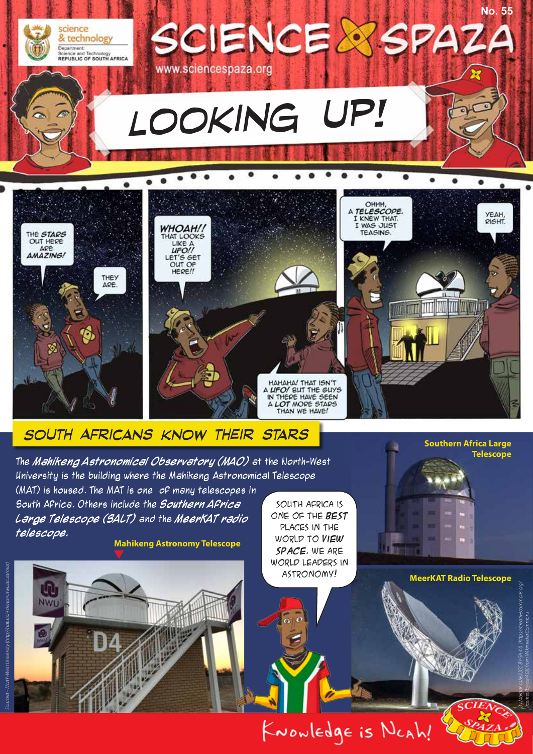science & technology
Department: Science and Technology
REPUBLIC OF SOUTH AFRICA

# SCIENCE SPAZA

No. 55

www.sciencespaza.org

# LOOKING UP!

THE STARS OUT HERE ARE AMAZING!

THEY ARE.

WHOAH!! THAT LOOKS LIKE A UFO!! LET'S GET OUT OF HERE!!

HAHAHA! THAT ISN'T A UFO! BUT THE GUYS IN THERE HAVE SEEN A LOT MORE STARS THAN WE HAVE!

OHHH, A TELESCOPE. I KNEW THAT. I WAS JUST TEASING.

YEAH, RIGHT.

## SOUTH AFRICANS KNOW THEIR STARS

The ***Mahikeng Astronomical Observatory (MAO)*** at the North-West University is the building where the Mahikeng Astronomical Telescope (MAT) is housed. The MAT is one of many telescopes in South Africa. Others include the ***Southern Africa Large Telescope (SALT)*** and the ***MeerKAT radio telescope.***

SOUTH AFRICA IS ONE OF THE **BEST** PLACES IN THE WORLD TO ***VIEW SPACE.*** WE ARE WORLD LEADERS IN ASTRONOMY!

**Mahikeng Astronomy Telescope**

Sourced – North-West University (http://natural-sciences.nwu.ac.za/mat)

**Southern Africa Large Telescope**

**MeerKAT Radio Telescope**

By Morganoshell [CC BY-SA 4.0 (https://creativecommons.org/licenses/by-sa/4.0)], from Wikimedia Commons

Knowledge is Ncah!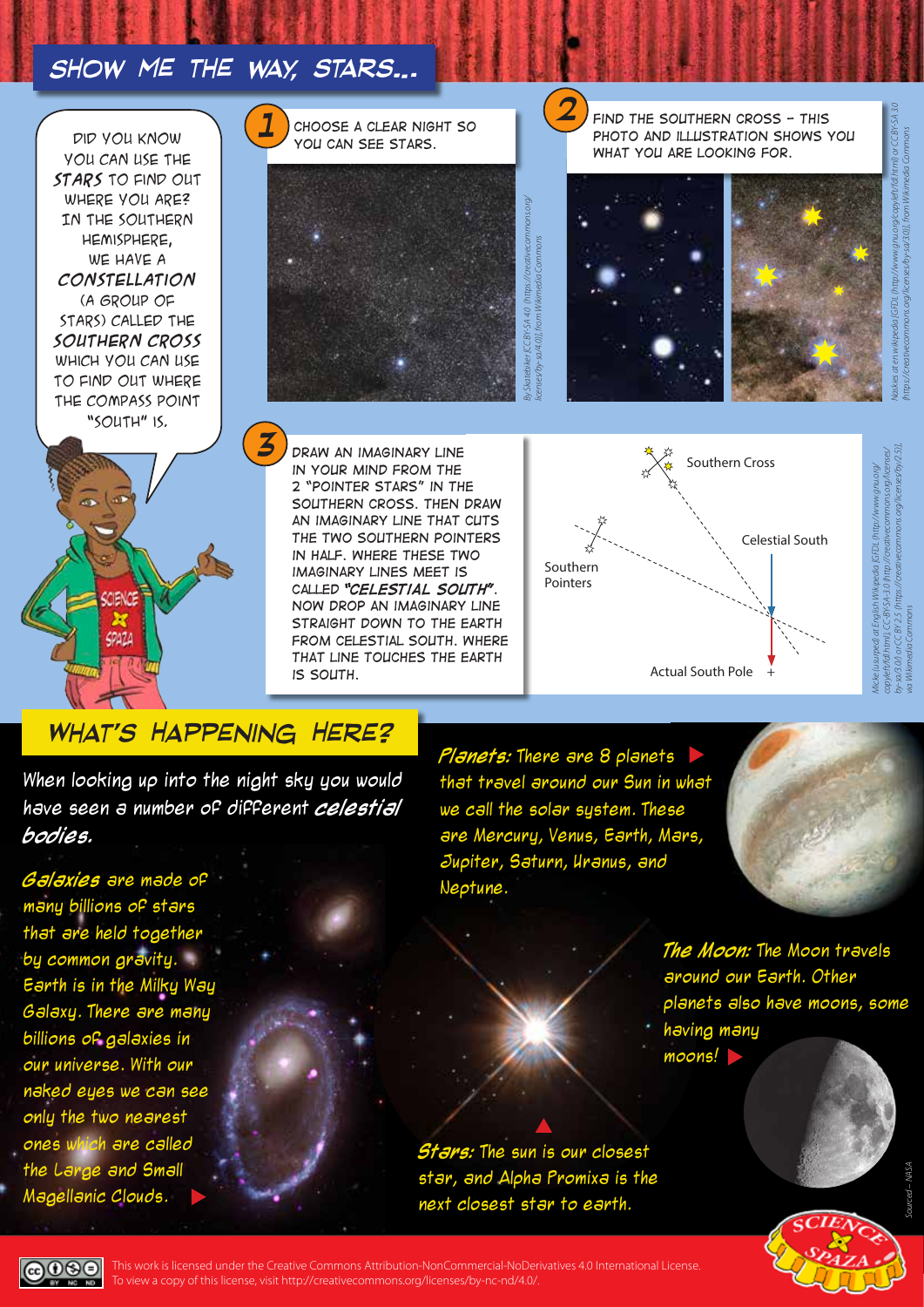# SHOW ME THE WAY, STARS...

DID YOU KNOW YOU CAN USE THE ***STARS*** TO FIND OUT WHERE YOU ARE? IN THE SOUTHERN HEMISPHERE, WE HAVE A ***CONSTELLATION*** (A GROUP OF STARS) CALLED THE ***SOUTHERN CROSS*** WHICH YOU CAN USE TO FIND OUT WHERE THE COMPASS POINT "SOUTH" IS.

**1** CHOOSE A CLEAR NIGHT SO YOU CAN SEE STARS.

By Skatebiker [CC BY-SA 4.0 (https://creativecommons.org/licenses/by-sa/4.0)], from Wikimedia Commons

**2** FIND THE SOUTHERN CROSS – THIS PHOTO AND ILLUSTRATION SHOWS YOU WHAT YOU ARE LOOKING FOR.

Naskies at en.wikipedia [GFDL (http://www.gnu.org/copyleft/fdl.html) or CC BY-SA 3.0 (https://creativecommons.org/licenses/by-sa/3.0)], from Wikimedia Commons

**3** DRAW AN IMAGINARY LINE IN YOUR MIND FROM THE 2 "POINTER STARS" IN THE SOUTHERN CROSS. THEN DRAW AN IMAGINARY LINE THAT CUTS THE TWO SOUTHERN POINTERS IN HALF. WHERE THESE TWO IMAGINARY LINES MEET IS CALLED ***"CELESTIAL SOUTH"***. NOW DROP AN IMAGINARY LINE STRAIGHT DOWN TO THE EARTH FROM CELESTIAL SOUTH. WHERE THAT LINE TOUCHES THE EARTH IS SOUTH.

Southern Cross

Celestial South

Southern Pointers

Actual South Pole

Mickei (assumed) at English Wikipedia [GFDL (http://www.gnu.org/copyleft/fdl.html), CC-BY-SA-3.0 (http://creativecommons.org/licenses/by-sa/3.0/) or CC BY 2.5 (https://creativecommons.org/licenses/by/2.5)], via Wikimedia Commons

## WHAT'S HAPPENING HERE?

When looking up into the night sky you would have seen a number of different ***celestial bodies.***

***Galaxies*** are made of many billions of stars that are held together by common gravity. Earth is in the Milky Way Galaxy. There are many billions of galaxies in our universe. With our naked eyes we can see only the two nearest ones which are called the Large and Small Magellanic Clouds.

***Planets:*** There are 8 planets that travel around our Sun in what we call the solar system. These are Mercury, Venus, Earth, Mars, Jupiter, Saturn, Uranus, and Neptune.

***The Moon:*** The Moon travels around our Earth. Other planets also have moons, some having many moons!

***Stars:*** The sun is our closest star, and Alpha Promixa is the next closest star to earth.

Sourced – NASA

This work is licensed under the Creative Commons Attribution-NonCommercial-NoDerivatives 4.0 International License. To view a copy of this license, visit http://creativecommons.org/licenses/by-nc-nd/4.0/.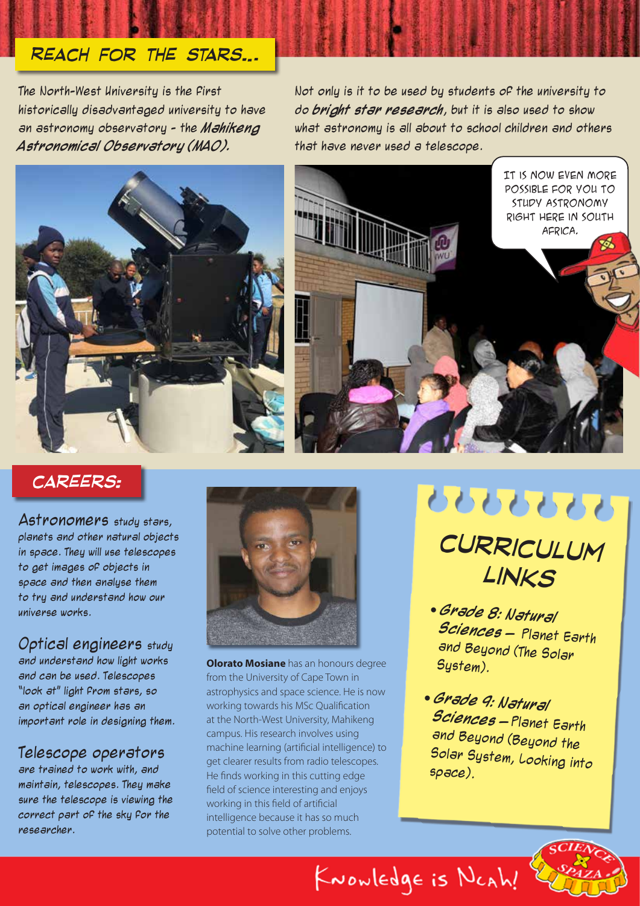## REACH FOR THE STARS...

The North-West University is the first historically disadvantaged university to have an astronomy observatory - the ***Mahikeng Astronomical Observatory (MAO).***

Not only is it to be used by students of the university to do ***bright star research***, but it is also used to show what astronomy is all about to school children and others that have never used a telescope.

IT IS NOW EVEN MORE POSSIBLE FOR YOU TO STUDY ASTRONOMY RIGHT HERE IN SOUTH AFRICA.

## CAREERS:

**Astronomers** study stars, planets and other natural objects in space. They will use telescopes to get images of objects in space and then analyse them to try and understand how our universe works.

**Optical engineers** study and understand how light works and can be used. Telescopes "look at" light from stars, so an optical engineer has an important role in designing them.

**Telescope operators** are trained to work with, and maintain, telescopes. They make sure the telescope is viewing the correct part of the sky for the researcher.

**Olorato Mosiane** has an honours degree from the University of Cape Town in astrophysics and space science. He is now working towards his MSc Qualification at the North-West University, Mahikeng campus. His research involves using machine learning (artificial intelligence) to get clearer results from radio telescopes. He finds working in this cutting edge field of science interesting and enjoys working in this field of artificial intelligence because it has so much potential to solve other problems.

## CURRICULUM LINKS

- ***Grade 8: Natural Sciences*** – Planet Earth and Beyond (The Solar System).
- ***Grade 9: Natural Sciences*** – Planet Earth and Beyond (Beyond the Solar System, Looking into space).

Knowledge is Neah!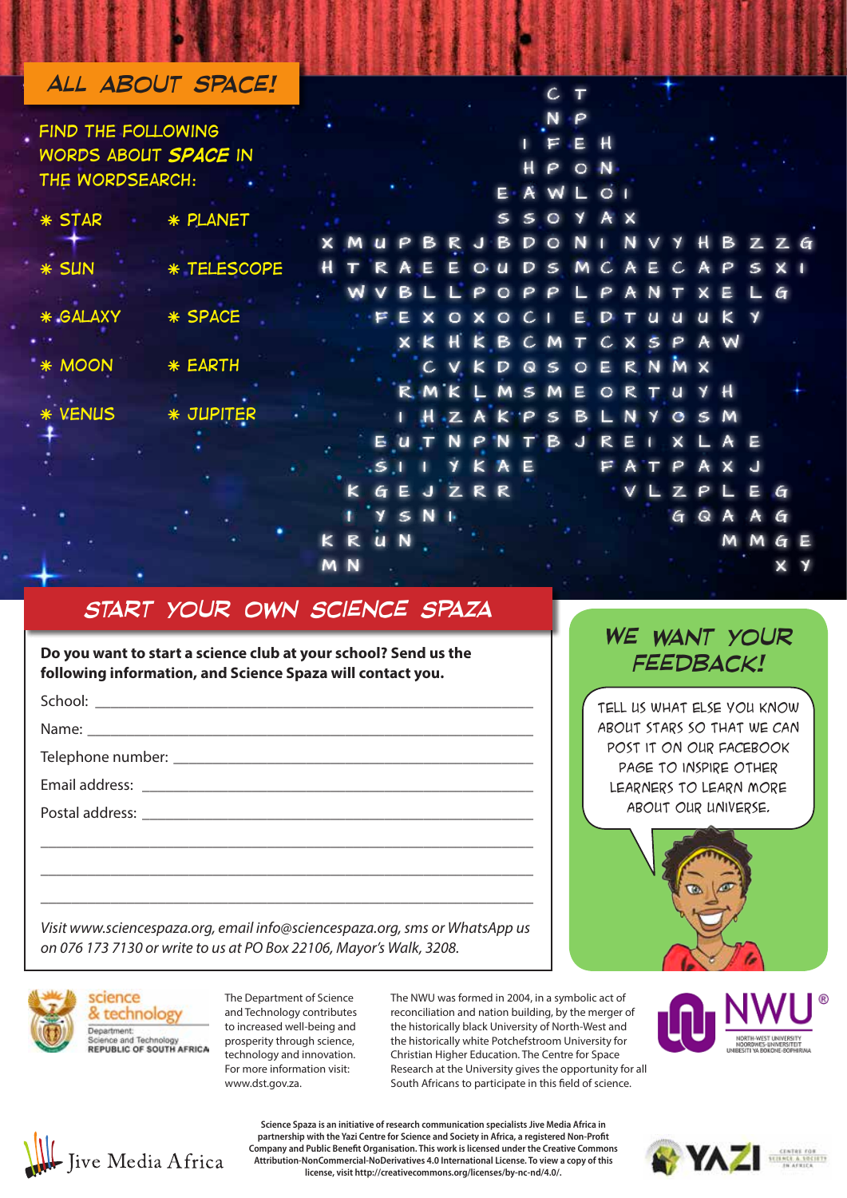## ALL ABOUT SPACE!

FIND THE FOLLOWING WORDS ABOUT ***SPACE*** IN THE WORDSEARCH:

* STAR
* PLANET
* SUN
* TELESCOPE
* GALAXY
* SPACE
* MOON
* EARTH
* VENUS
* JUPITER

```
                    C T
                   N P
                 I F E H
                H P O N
               E A W L O I
               S S O Y A X
X M U P B R J B D O N I N V Y H B Z Z G
H T R A E E O U D S M C A E C A P S X I
 W V B L L P O P P L P A N T X E L G
  F E X O X O C I E D T U U U K Y
   X K H K B C M T C X S P A W
    C V K D Q S O E R N M X
   R M K L M S M E O R T U Y H
  I H Z A K P S B L N Y O S M
 E U T N P N T B J R E I X L A E
 S I I Y K A E   F A T P A X J
K G E J Z R R     V L Z P L E G
 I Y S N I          G Q A A G
K R U N               M M G E
M N                     X Y
```

## START YOUR OWN SCIENCE SPAZA

**Do you want to start a science club at your school? Send us the following information, and Science Spaza will contact you.**

School: ______________________________

Name: ______________________________

Telephone number: ______________________________

Email address: ______________________________

Postal address: ______________________________

______________________________

______________________________

______________________________

*Visit www.sciencespaza.org, email info@sciencespaza.org, sms or WhatsApp us on 076 173 7130 or write to us at PO Box 22106, Mayor's Walk, 3208.*

## WE WANT YOUR FEEDBACK!

TELL US WHAT ELSE YOU KNOW ABOUT STARS SO THAT WE CAN POST IT ON OUR FACEBOOK PAGE TO INSPIRE OTHER LEARNERS TO LEARN MORE ABOUT OUR UNIVERSE.

science & technology
Department: Science and Technology
REPUBLIC OF SOUTH AFRICA

The Department of Science and Technology contributes to increased well-being and prosperity through science, technology and innovation. For more information visit: www.dst.gov.za.

The NWU was formed in 2004, in a symbolic act of reconciliation and nation building, by the merger of the historically black University of North-West and the historically white Potchefstroom University for Christian Higher Education. The Centre for Space Research at the University gives the opportunity for all South Africans to participate in this field of science.

NWU®
NORTH-WEST UNIVERSITY
NOORDWES-UNIVERSITEIT
UNIBESITI YA BOKONE-BOPHIRIMA

Jive Media Africa

**Science Spaza is an initiative of research communication specialists Jive Media Africa in partnership with the Yazi Centre for Science and Society in Africa, a registered Non-Profit Company and Public Benefit Organisation. This work is licensed under the Creative Commons Attribution-NonCommercial-NoDerivatives 4.0 International License. To view a copy of this license, visit http://creativecommons.org/licenses/by-nc-nd/4.0/.**

YAZI CENTRE FOR SCIENCE & SOCIETY IN AFRICA